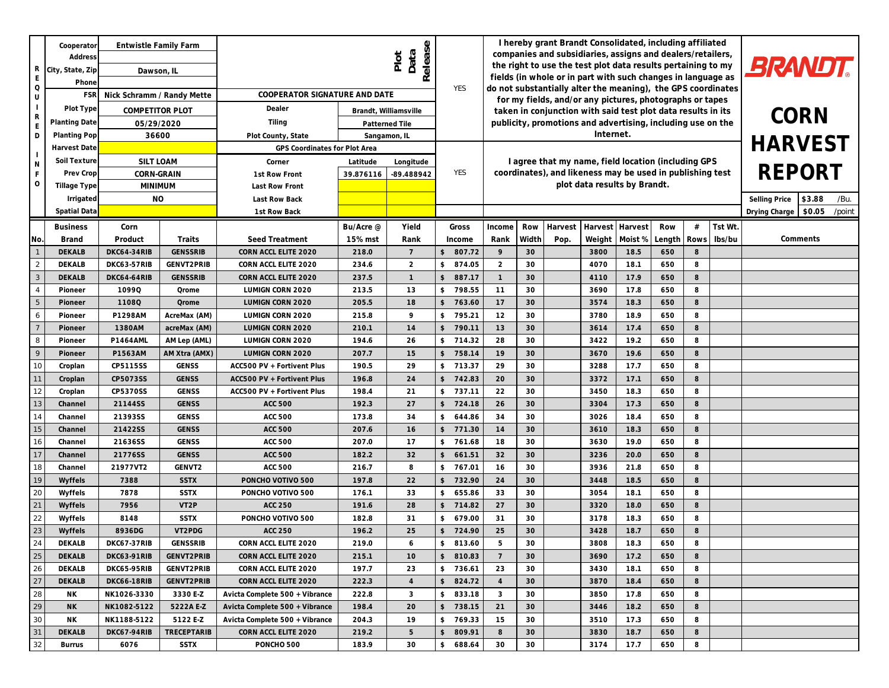# BRANDT

# CORN HARVEST REPORT

**REQUIRED INFO**

| | | | |
|---|---|---|---|
| Cooperator | Entwistle Family Farm | | |
| Address | | | |
| City, State, Zip | Dawson, IL | | |
| Phone | | | |
| FSR | Nick Schramm / Randy Mette | COOPERATOR SIGNATURE AND DATE | |
| Plot Type | COMPETITOR PLOT | Dealer | Brandt, Williamsville |
| Planting Date | 05/29/2020 | Tiling | Patterned Tile |
| Planting Pop | 36600 | Plot County, State | Sangamon, IL |
| Harvest Date | | | |
| Soil Texture | SILT LOAM | | |
| Prev Crop | CORN-GRAIN | | |
| Tillage Type | MINIMUM | | |
| Irrigated | NO | | |
| Spatial Data | | | |

**Plot Data Release**

YES — I hereby grant Brandt Consolidated, including affiliated companies and subsidiaries, assigns and dealers/retailers, the right to use the test plot data results pertaining to my fields (in whole or in part with such changes in language as do not substantially alter the meaning), the GPS coordinates for my fields, and/or any pictures, photographs or tapes taken in conjunction with said test plot data results in its publicity, promotions and advertising, including use on the Internet.

YES — I agree that my name, field location (including GPS coordinates), and likeness may be used in publishing test plot data results by Brandt.

**GPS Coordinates for Plot Area**

| Corner | Latitude | Longitude |
|---|---|---|
| 1st Row Front | 39.876116 | -89.488942 |
| Last Row Front | | |
| Last Row Back | | |
| 1st Row Back | | |

| | | |
|---|---|---|
| Selling Price | $3.88 | /Bu. |
| Drying Charge | $0.05 | /point |

| No. | Business Brand | Corn Product | Traits | Seed Treatment | Bu/Acre @ 15% mst | Yield Rank | Gross Income | Income Rank | Row Width | Harvest Pop. | Harvest Weight | Harvest Moist % | Row Length | # Rows | Tst Wt. lbs/bu | Comments |
|---|---|---|---|---|---|---|---|---|---|---|---|---|---|---|---|---|
| 1 | DEKALB | DKC64-34RIB | GENSSRIB | CORN ACCL ELITE 2020 | 218.0 | 7 | $ 807.72 | 9 | 30 | | 3800 | 18.5 | 650 | 8 | | |
| 2 | DEKALB | DKC63-57RIB | GENVT2PRIB | CORN ACCL ELITE 2020 | 234.6 | 2 | $ 874.05 | 2 | 30 | | 4070 | 18.1 | 650 | 8 | | |
| 3 | DEKALB | DKC64-64RIB | GENSSRIB | CORN ACCL ELITE 2020 | 237.5 | 1 | $ 887.17 | 1 | 30 | | 4110 | 17.9 | 650 | 8 | | |
| 4 | Pioneer | 1099Q | Qrome | LUMIGN CORN 2020 | 213.5 | 13 | $ 798.55 | 11 | 30 | | 3690 | 17.8 | 650 | 8 | | |
| 5 | Pioneer | 1108Q | Qrome | LUMIGN CORN 2020 | 205.5 | 18 | $ 763.60 | 17 | 30 | | 3574 | 18.3 | 650 | 8 | | |
| 6 | Pioneer | P1298AM | AcreMax (AM) | LUMIGN CORN 2020 | 215.8 | 9 | $ 795.21 | 12 | 30 | | 3780 | 18.9 | 650 | 8 | | |
| 7 | Pioneer | 1380AM | acreMax (AM) | LUMIGN CORN 2020 | 210.1 | 14 | $ 790.11 | 13 | 30 | | 3614 | 17.4 | 650 | 8 | | |
| 8 | Pioneer | P1464AML | AM Lep (AML) | LUMIGN CORN 2020 | 194.6 | 26 | $ 714.32 | 28 | 30 | | 3422 | 19.2 | 650 | 8 | | |
| 9 | Pioneer | P1563AM | AM Xtra (AMX) | LUMIGN CORN 2020 | 207.7 | 15 | $ 758.14 | 19 | 30 | | 3670 | 19.6 | 650 | 8 | | |
| 10 | Croplan | CP5115SS | GENSS | ACC500 PV + Fortivent Plus | 190.5 | 29 | $ 713.37 | 29 | 30 | | 3288 | 17.7 | 650 | 8 | | |
| 11 | Croplan | CP5073SS | GENSS | ACC500 PV + Fortivent Plus | 196.8 | 24 | $ 742.83 | 20 | 30 | | 3372 | 17.1 | 650 | 8 | | |
| 12 | Croplan | CP5370SS | GENSS | ACC500 PV + Fortivent Plus | 198.4 | 21 | $ 737.11 | 22 | 30 | | 3450 | 18.3 | 650 | 8 | | |
| 13 | Channel | 21144SS | GENSS | ACC 500 | 192.3 | 27 | $ 724.18 | 26 | 30 | | 3304 | 17.3 | 650 | 8 | | |
| 14 | Channel | 21393SS | GENSS | ACC 500 | 173.8 | 34 | $ 644.86 | 34 | 30 | | 3026 | 18.4 | 650 | 8 | | |
| 15 | Channel | 21422SS | GENSS | ACC 500 | 207.6 | 16 | $ 771.30 | 14 | 30 | | 3610 | 18.3 | 650 | 8 | | |
| 16 | Channel | 21636SS | GENSS | ACC 500 | 207.0 | 17 | $ 761.68 | 18 | 30 | | 3630 | 19.0 | 650 | 8 | | |
| 17 | Channel | 21776SS | GENSS | ACC 500 | 182.2 | 32 | $ 661.51 | 32 | 30 | | 3236 | 20.0 | 650 | 8 | | |
| 18 | Channel | 21977VT2 | GENVT2 | ACC 500 | 216.7 | 8 | $ 767.01 | 16 | 30 | | 3936 | 21.8 | 650 | 8 | | |
| 19 | Wyffels | 7388 | SSTX | PONCHO VOTIVO 500 | 197.8 | 22 | $ 732.90 | 24 | 30 | | 3448 | 18.5 | 650 | 8 | | |
| 20 | Wyffels | 7878 | SSTX | PONCHO VOTIVO 500 | 176.1 | 33 | $ 655.86 | 33 | 30 | | 3054 | 18.1 | 650 | 8 | | |
| 21 | Wyffels | 7956 | VT2P | ACC 250 | 191.6 | 28 | $ 714.82 | 27 | 30 | | 3320 | 18.0 | 650 | 8 | | |
| 22 | Wyffels | 8148 | SSTX | PONCHO VOTIVO 500 | 182.8 | 31 | $ 679.00 | 31 | 30 | | 3178 | 18.3 | 650 | 8 | | |
| 23 | Wyffels | 8936DG | VT2PDG | ACC 250 | 196.2 | 25 | $ 724.90 | 25 | 30 | | 3428 | 18.7 | 650 | 8 | | |
| 24 | DEKALB | DKC67-37RIB | GENSSRIB | CORN ACCL ELITE 2020 | 219.0 | 6 | $ 813.60 | 5 | 30 | | 3808 | 18.3 | 650 | 8 | | |
| 25 | DEKALB | DKC63-91RIB | GENVT2PRIB | CORN ACCL ELITE 2020 | 215.1 | 10 | $ 810.83 | 7 | 30 | | 3690 | 17.2 | 650 | 8 | | |
| 26 | DEKALB | DKC65-95RIB | GENVT2PRIB | CORN ACCL ELITE 2020 | 197.7 | 23 | $ 736.61 | 23 | 30 | | 3430 | 18.1 | 650 | 8 | | |
| 27 | DEKALB | DKC66-18RIB | GENVT2PRIB | CORN ACCL ELITE 2020 | 222.3 | 4 | $ 824.72 | 4 | 30 | | 3870 | 18.4 | 650 | 8 | | |
| 28 | NK | NK1026-3330 | 3330 E-Z | Avicta Complete 500 + Vibrance | 222.8 | 3 | $ 833.18 | 3 | 30 | | 3850 | 17.8 | 650 | 8 | | |
| 29 | NK | NK1082-5122 | 5222A E-Z | Avicta Complete 500 + Vibrance | 198.4 | 20 | $ 738.15 | 21 | 30 | | 3446 | 18.2 | 650 | 8 | | |
| 30 | NK | NK1188-5122 | 5122 E-Z | Avicta Complete 500 + Vibrance | 204.3 | 19 | $ 769.33 | 15 | 30 | | 3510 | 17.3 | 650 | 8 | | |
| 31 | DEKALB | DKC67-94RIB | TRECEPTARIB | CORN ACCL ELITE 2020 | 219.2 | 5 | $ 809.91 | 8 | 30 | | 3830 | 18.7 | 650 | 8 | | |
| 32 | Burrus | 6076 | SSTX | PONCHO 500 | 183.9 | 30 | $ 688.64 | 30 | 30 | | 3174 | 17.7 | 650 | 8 | | |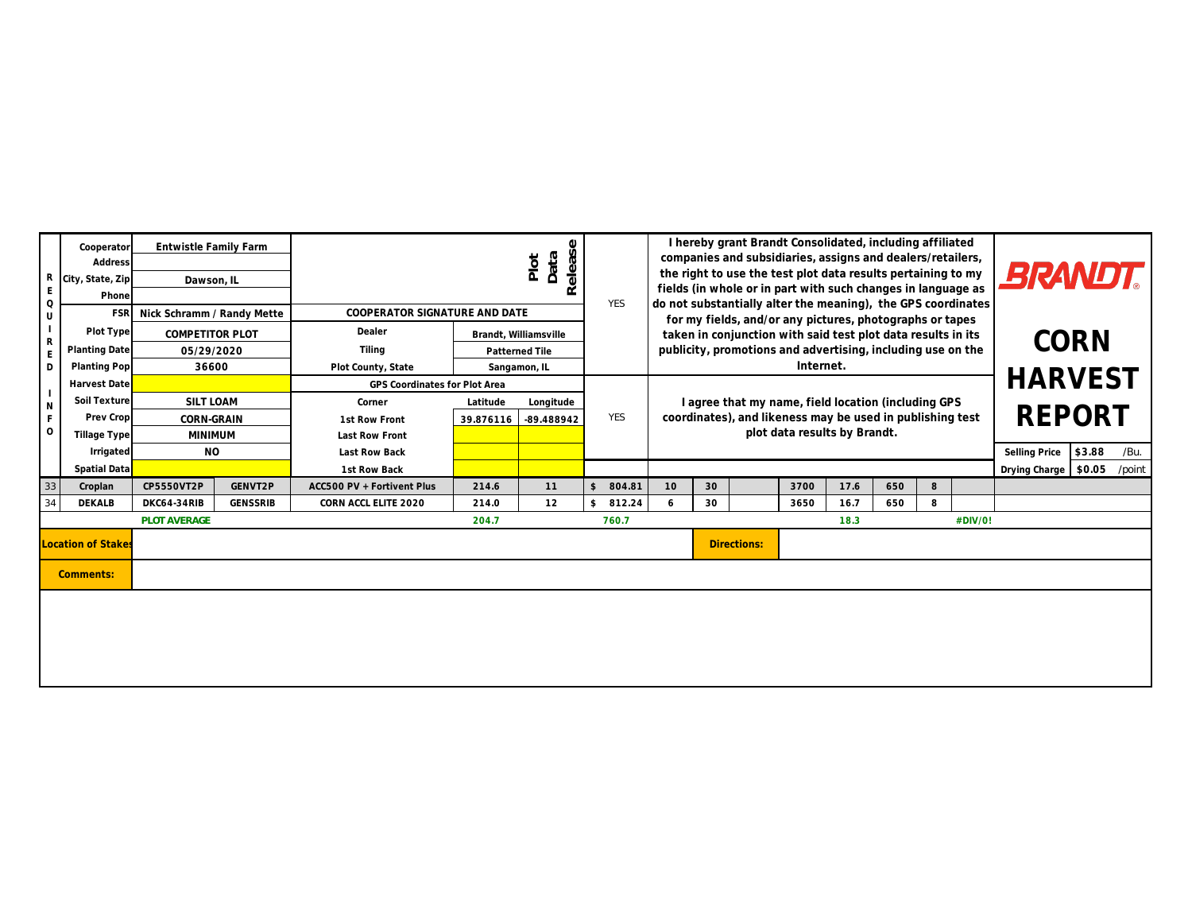# BRANDT®

# CORN HARVEST REPORT

| | |
|---|---|
| REQUIRED INFO | |
| Cooperator | Entwistle Family Farm |
| Address | |
| City, State, Zip | Dawson, IL |
| Phone | |
| FSR | Nick Schramm / Randy Mette |
| Plot Type | COMPETITOR PLOT |
| Planting Date | 05/29/2020 |
| Planting Pop | 36600 |
| Harvest Date | |
| Soil Texture | SILT LOAM |
| Prev Crop | CORN-GRAIN |
| Tillage Type | MINIMUM |
| Irrigated | NO |
| Spatial Data | |

**Plot Data Release**

COOPERATOR SIGNATURE AND DATE

| | |
|---|---|
| Dealer | Brandt, Williamsville |
| Tiling | Patterned Tile |
| Plot County, State | Sangamon, IL |

GPS Coordinates for Plot Area

| Corner | Latitude | Longitude |
|---|---|---|
| 1st Row Front | 39.876116 | -89.488942 |
| Last Row Front | | |
| Last Row Back | | |
| 1st Row Back | | |

YES — I hereby grant Brandt Consolidated, including affiliated companies and subsidiaries, assigns and dealers/retailers, the right to use the test plot data results pertaining to my fields (in whole or in part with such changes in language as do not substantially alter the meaning), the GPS coordinates for my fields, and/or any pictures, photographs or tapes taken in conjunction with said test plot data results in its publicity, promotions and advertising, including use on the Internet.

YES — I agree that my name, field location (including GPS coordinates), and likeness may be used in publishing test plot data results by Brandt.

| | |
|---|---|
| Selling Price | $3.88 /Bu. |
| Drying Charge | $0.05 /point |

| | | | | | | | | | | | | | | | |
|---|---|---|---|---|---|---|---|---|---|---|---|---|---|---|---|
| 33 | Croplan | CP5550VT2P | GENVT2P | ACC500 PV + Fortivent Plus | 214.6 | 11 | $ 804.81 | 10 | 30 | | 3700 | 17.6 | 650 | 8 | |
| 34 | DEKALB | DKC64-34RIB | GENSSRIB | CORN ACCL ELITE 2020 | 214.0 | 12 | $ 812.24 | 6 | 30 | | 3650 | 16.7 | 650 | 8 | |
| | | PLOT AVERAGE | | | 204.7 | | 760.7 | | | | | 18.3 | | | #DIV/0! |

**Location of Stakes**

**Directions:**

**Comments:**